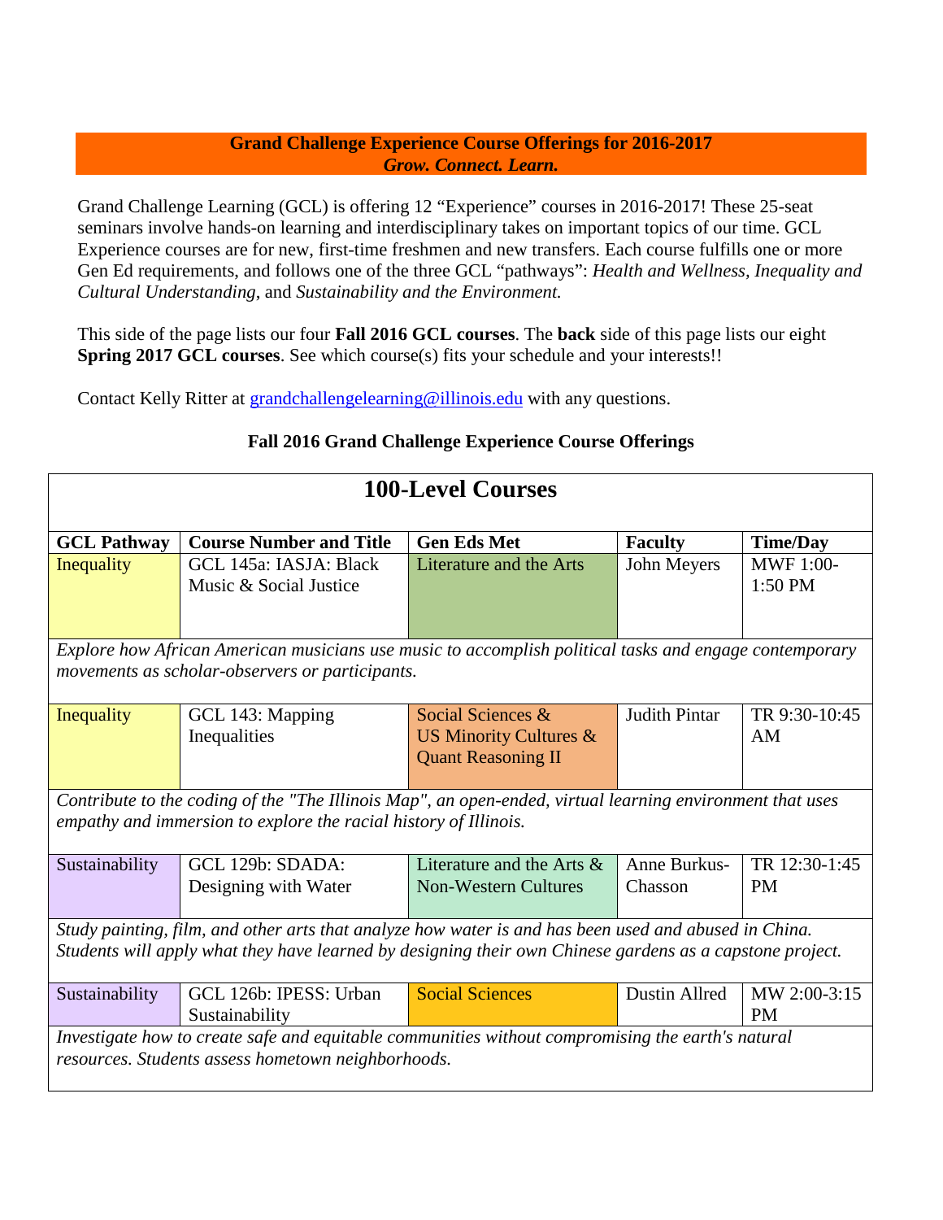**Grand Challenge Experience Course Offerings for 2016-2017**
***Grow. Connect. Learn.***

Grand Challenge Learning (GCL) is offering 12 "Experience" courses in 2016-2017! These 25-seat seminars involve hands-on learning and interdisciplinary takes on important topics of our time. GCL Experience courses are for new, first-time freshmen and new transfers. Each course fulfills one or more Gen Ed requirements, and follows one of the three GCL "pathways": *Health and Wellness, Inequality and Cultural Understanding*, and *Sustainability and the Environment.*

This side of the page lists our four **Fall 2016 GCL courses**. The **back** side of this page lists our eight **Spring 2017 GCL courses**. See which course(s) fits your schedule and your interests!!

Contact Kelly Ritter at grandchallengelearning@illinois.edu with any questions.

## Fall 2016 Grand Challenge Experience Course Offerings

### 100-Level Courses

| GCL Pathway | Course Number and Title | Gen Eds Met | Faculty | Time/Day |
|---|---|---|---|---|
| Inequality | GCL 145a: IASJA: Black Music & Social Justice | Literature and the Arts | John Meyers | MWF 1:00-1:50 PM |
| *Explore how African American musicians use music to accomplish political tasks and engage contemporary movements as scholar-observers or participants.* | | | | |
| Inequality | GCL 143: Mapping Inequalities | Social Sciences & US Minority Cultures & Quant Reasoning II | Judith Pintar | TR 9:30-10:45 AM |
| *Contribute to the coding of the "The Illinois Map", an open-ended, virtual learning environment that uses empathy and immersion to explore the racial history of Illinois.* | | | | |
| Sustainability | GCL 129b: SDADA: Designing with Water | Literature and the Arts & Non-Western Cultures | Anne Burkus-Chasson | TR 12:30-1:45 PM |
| *Study painting, film, and other arts that analyze how water is and has been used and abused in China. Students will apply what they have learned by designing their own Chinese gardens as a capstone project.* | | | | |
| Sustainability | GCL 126b: IPESS: Urban Sustainability | Social Sciences | Dustin Allred | MW 2:00-3:15 PM |
| *Investigate how to create safe and equitable communities without compromising the earth's natural resources. Students assess hometown neighborhoods.* | | | | |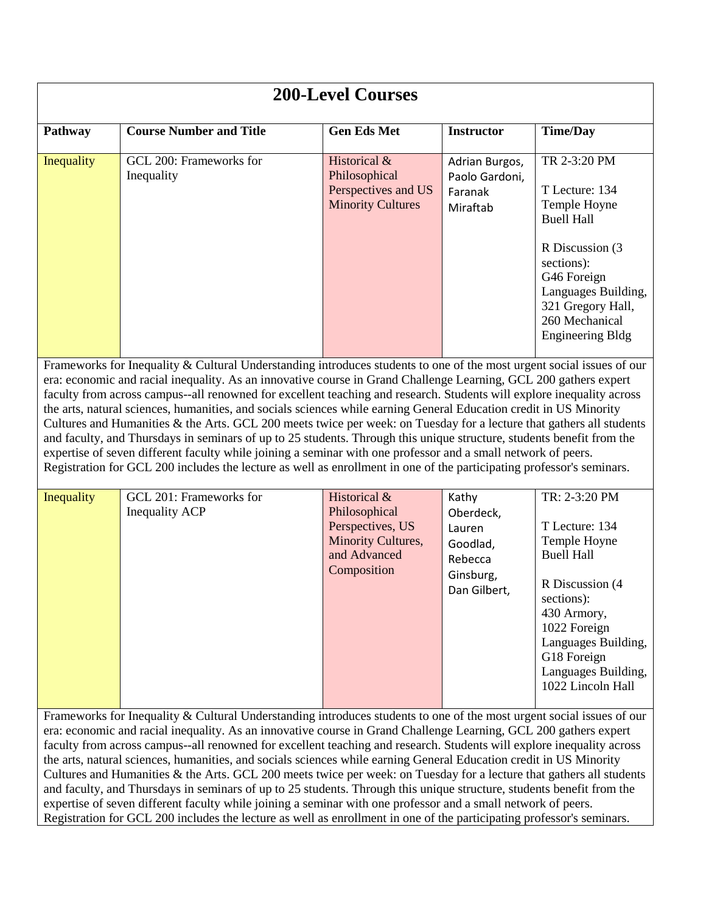## 200-Level Courses

| Pathway | Course Number and Title | Gen Eds Met | Instructor | Time/Day |
|---|---|---|---|---|
| Inequality | GCL 200: Frameworks for Inequality | Historical & Philosophical Perspectives and US Minority Cultures | Adrian Burgos, Paolo Gardoni, Faranak Miraftab | TR 2-3:20 PM<br><br>T Lecture: 134 Temple Hoyne Buell Hall<br><br>R Discussion (3 sections): G46 Foreign Languages Building, 321 Gregory Hall, 260 Mechanical Engineering Bldg |

Frameworks for Inequality & Cultural Understanding introduces students to one of the most urgent social issues of our era: economic and racial inequality. As an innovative course in Grand Challenge Learning, GCL 200 gathers expert faculty from across campus--all renowned for excellent teaching and research. Students will explore inequality across the arts, natural sciences, humanities, and socials sciences while earning General Education credit in US Minority Cultures and Humanities & the Arts. GCL 200 meets twice per week: on Tuesday for a lecture that gathers all students and faculty, and Thursdays in seminars of up to 25 students. Through this unique structure, students benefit from the expertise of seven different faculty while joining a seminar with one professor and a small network of peers. Registration for GCL 200 includes the lecture as well as enrollment in one of the participating professor's seminars.

| Pathway | Course Number and Title | Gen Eds Met | Instructor | Time/Day |
|---|---|---|---|---|
| Inequality | GCL 201: Frameworks for Inequality ACP | Historical & Philosophical Perspectives, US Minority Cultures, and Advanced Composition | Kathy Oberdeck, Lauren Goodlad, Rebecca Ginsburg, Dan Gilbert, | TR: 2-3:20 PM<br><br>T Lecture: 134 Temple Hoyne Buell Hall<br><br>R Discussion (4 sections): 430 Armory, 1022 Foreign Languages Building, G18 Foreign Languages Building, 1022 Lincoln Hall |

Frameworks for Inequality & Cultural Understanding introduces students to one of the most urgent social issues of our era: economic and racial inequality. As an innovative course in Grand Challenge Learning, GCL 200 gathers expert faculty from across campus--all renowned for excellent teaching and research. Students will explore inequality across the arts, natural sciences, humanities, and socials sciences while earning General Education credit in US Minority Cultures and Humanities & the Arts. GCL 200 meets twice per week: on Tuesday for a lecture that gathers all students and faculty, and Thursdays in seminars of up to 25 students. Through this unique structure, students benefit from the expertise of seven different faculty while joining a seminar with one professor and a small network of peers. Registration for GCL 200 includes the lecture as well as enrollment in one of the participating professor's seminars.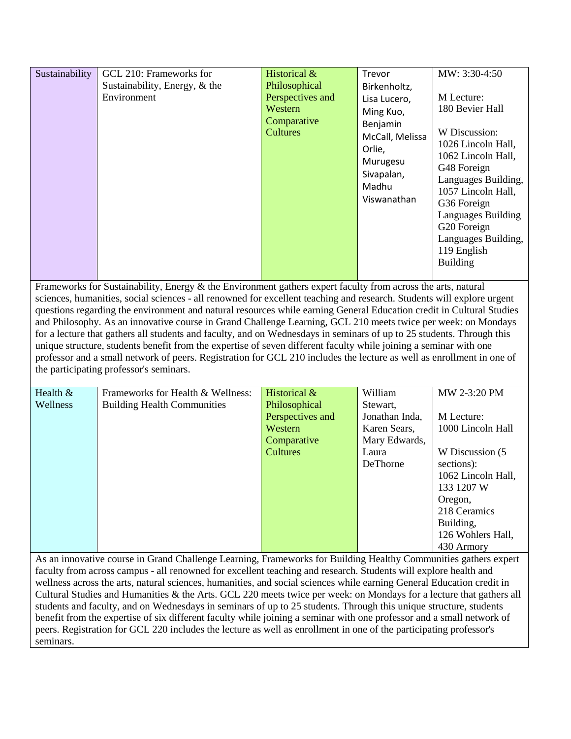| Sustainability | GCL 210: Frameworks for Sustainability, Energy, & the Environment | Historical & Philosophical Perspectives and Western Comparative Cultures | Trevor Birkenholtz, Lisa Lucero, Ming Kuo, Benjamin McCall, Melissa Orlie, Murugesu Sivapalan, Madhu Viswanathan | MW: 3:30-4:50<br><br>M Lecture: 180 Bevier Hall<br><br>W Discussion: 1026 Lincoln Hall, 1062 Lincoln Hall, G48 Foreign Languages Building, 1057 Lincoln Hall, G36 Foreign Languages Building G20 Foreign Languages Building, 119 English Building |
|---|---|---|---|---|
| Frameworks for Sustainability, Energy & the Environment gathers expert faculty from across the arts, natural sciences, humanities, social sciences - all renowned for excellent teaching and research. Students will explore urgent questions regarding the environment and natural resources while earning General Education credit in Cultural Studies and Philosophy. As an innovative course in Grand Challenge Learning, GCL 210 meets twice per week: on Mondays for a lecture that gathers all students and faculty, and on Wednesdays in seminars of up to 25 students. Through this unique structure, students benefit from the expertise of seven different faculty while joining a seminar with one professor and a small network of peers. Registration for GCL 210 includes the lecture as well as enrollment in one of the participating professor's seminars. | | | | |
| Health & Wellness | Frameworks for Health & Wellness: Building Health Communities | Historical & Philosophical Perspectives and Western Comparative Cultures | William Stewart, Jonathan Inda, Karen Sears, Mary Edwards, Laura DeThorne | MW 2-3:20 PM<br><br>M Lecture: 1000 Lincoln Hall<br><br>W Discussion (5 sections): 1062 Lincoln Hall, 133 1207 W Oregon, 218 Ceramics Building, 126 Wohlers Hall, 430 Armory |
| As an innovative course in Grand Challenge Learning, Frameworks for Building Healthy Communities gathers expert faculty from across campus - all renowned for excellent teaching and research. Students will explore health and wellness across the arts, natural sciences, humanities, and social sciences while earning General Education credit in Cultural Studies and Humanities & the Arts. GCL 220 meets twice per week: on Mondays for a lecture that gathers all students and faculty, and on Wednesdays in seminars of up to 25 students. Through this unique structure, students benefit from the expertise of six different faculty while joining a seminar with one professor and a small network of peers. Registration for GCL 220 includes the lecture as well as enrollment in one of the participating professor's seminars. | | | | |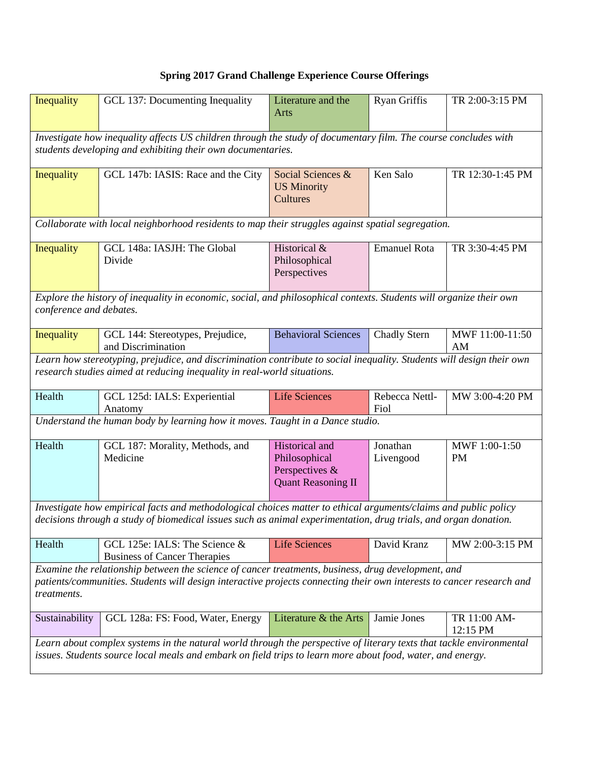**Spring 2017 Grand Challenge Experience Course Offerings**

| | | | | |
|---|---|---|---|---|
| Inequality | GCL 137: Documenting Inequality | Literature and the Arts | Ryan Griffis | TR 2:00-3:15 PM |
| *Investigate how inequality affects US children through the study of documentary film. The course concludes with students developing and exhibiting their own documentaries.* | | | | |
| Inequality | GCL 147b: IASIS: Race and the City | Social Sciences & US Minority Cultures | Ken Salo | TR 12:30-1:45 PM |
| *Collaborate with local neighborhood residents to map their struggles against spatial segregation.* | | | | |
| Inequality | GCL 148a: IASJH: The Global Divide | Historical & Philosophical Perspectives | Emanuel Rota | TR 3:30-4:45 PM |
| *Explore the history of inequality in economic, social, and philosophical contexts. Students will organize their own conference and debates.* | | | | |
| Inequality | GCL 144: Stereotypes, Prejudice, and Discrimination | Behavioral Sciences | Chadly Stern | MWF 11:00-11:50 AM |
| *Learn how stereotyping, prejudice, and discrimination contribute to social inequality. Students will design their own research studies aimed at reducing inequality in real-world situations.* | | | | |
| Health | GCL 125d: IALS: Experiential Anatomy | Life Sciences | Rebecca Nettl-Fiol | MW 3:00-4:20 PM |
| *Understand the human body by learning how it moves. Taught in a Dance studio.* | | | | |
| Health | GCL 187: Morality, Methods, and Medicine | Historical and Philosophical Perspectives & Quant Reasoning II | Jonathan Livengood | MWF 1:00-1:50 PM |
| *Investigate how empirical facts and methodological choices matter to ethical arguments/claims and public policy decisions through a study of biomedical issues such as animal experimentation, drug trials, and organ donation.* | | | | |
| Health | GCL 125e: IALS: The Science & Business of Cancer Therapies | Life Sciences | David Kranz | MW 2:00-3:15 PM |
| *Examine the relationship between the science of cancer treatments, business, drug development, and patients/communities. Students will design interactive projects connecting their own interests to cancer research and treatments.* | | | | |
| Sustainability | GCL 128a: FS: Food, Water, Energy | Literature & the Arts | Jamie Jones | TR 11:00 AM-12:15 PM |
| *Learn about complex systems in the natural world through the perspective of literary texts that tackle environmental issues. Students source local meals and embark on field trips to learn more about food, water, and energy.* | | | | |